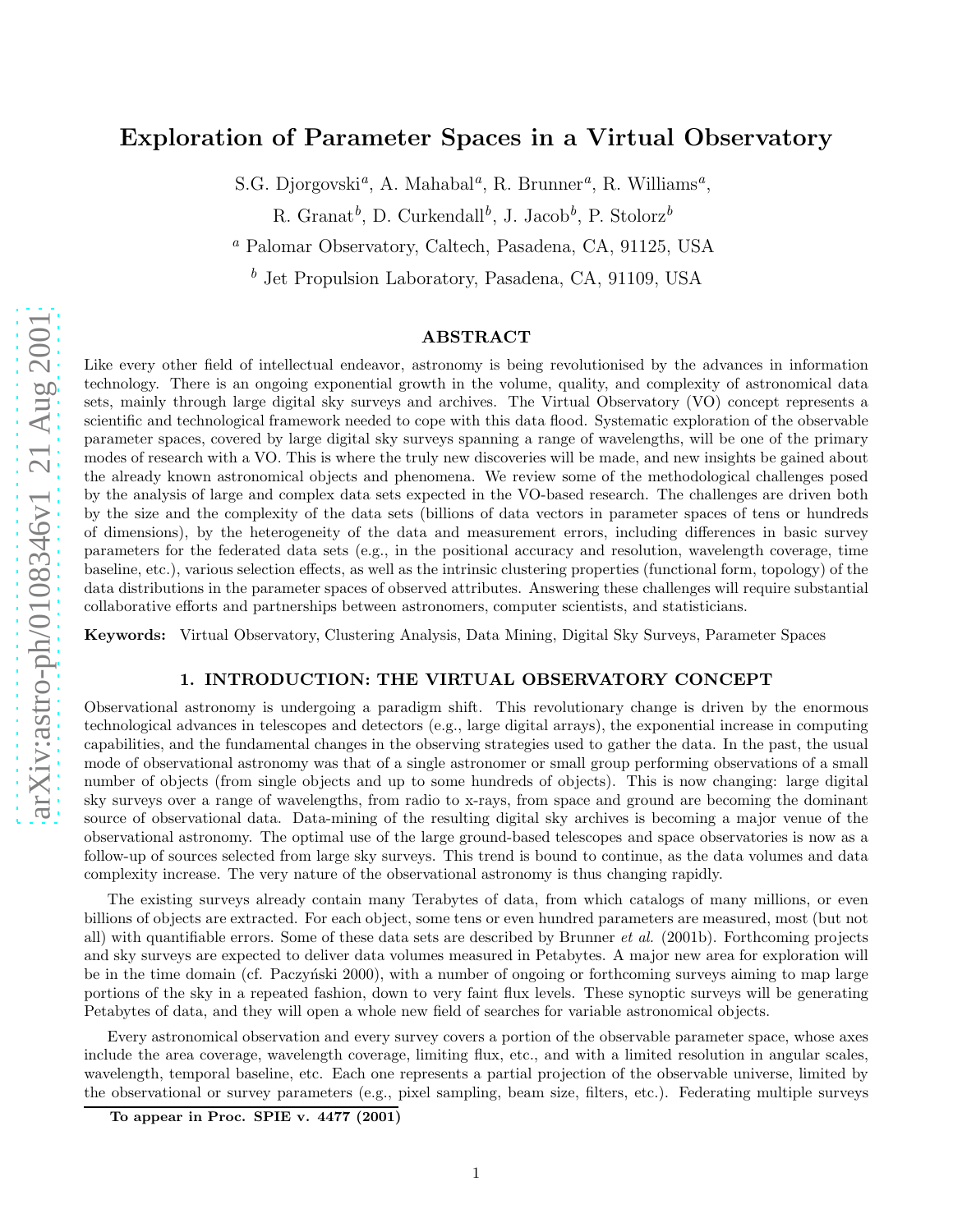# Exploration of Parameter Spaces in a Virtual Observatory

S.G. Djorgovski[a], A. Mahabal[a], R. Brunner[a], R. Williams[a],

R. Granat[b], D. Curkendall[b], J. Jacob[b], P. Stolorz[b]

[a] Palomar Observatory, Caltech, Pasadena, CA, 91125, USA

[b] Jet Propulsion Laboratory, Pasadena, CA, 91109, USA

## ABSTRACT

Like every other field of intellectual endeavor, astronomy is being revolutionised by the advances in information technology. There is an ongoing exponential growth in the volume, quality, and complexity of astronomical data sets, mainly through large digital sky surveys and archives. The Virtual Observatory (VO) concept represents a scientific and technological framework needed to cope with this data flood. Systematic exploration of the observable parameter spaces, covered by large digital sky surveys spanning a range of wavelengths, will be one of the primary modes of research with a VO. This is where the truly new discoveries will be made, and new insights be gained about the already known astronomical objects and phenomena. We review some of the methodological challenges posed by the analysis of large and complex data sets expected in the VO-based research. The challenges are driven both by the size and the complexity of the data sets (billions of data vectors in parameter spaces of tens or hundreds of dimensions), by the heterogeneity of the data and measurement errors, including differences in basic survey parameters for the federated data sets (e.g., in the positional accuracy and resolution, wavelength coverage, time baseline, etc.), various selection effects, as well as the intrinsic clustering properties (functional form, topology) of the data distributions in the parameter spaces of observed attributes. Answering these challenges will require substantial collaborative efforts and partnerships between astronomers, computer scientists, and statisticians.

**Keywords:** Virtual Observatory, Clustering Analysis, Data Mining, Digital Sky Surveys, Parameter Spaces

## 1. INTRODUCTION: THE VIRTUAL OBSERVATORY CONCEPT

Observational astronomy is undergoing a paradigm shift. This revolutionary change is driven by the enormous technological advances in telescopes and detectors (e.g., large digital arrays), the exponential increase in computing capabilities, and the fundamental changes in the observing strategies used to gather the data. In the past, the usual mode of observational astronomy was that of a single astronomer or small group performing observations of a small number of objects (from single objects and up to some hundreds of objects). This is now changing: large digital sky surveys over a range of wavelengths, from radio to x-rays, from space and ground are becoming the dominant source of observational data. Data-mining of the resulting digital sky archives is becoming a major venue of the observational astronomy. The optimal use of the large ground-based telescopes and space observatories is now as a follow-up of sources selected from large sky surveys. This trend is bound to continue, as the data volumes and data complexity increase. The very nature of the observational astronomy is thus changing rapidly.

The existing surveys already contain many Terabytes of data, from which catalogs of many millions, or even billions of objects are extracted. For each object, some tens or even hundred parameters are measured, most (but not all) with quantifiable errors. Some of these data sets are described by Brunner *et al.* (2001b). Forthcoming projects and sky surveys are expected to deliver data volumes measured in Petabytes. A major new area for exploration will be in the time domain (cf. Paczyński 2000), with a number of ongoing or forthcoming surveys aiming to map large portions of the sky in a repeated fashion, down to very faint flux levels. These synoptic surveys will be generating Petabytes of data, and they will open a whole new field of searches for variable astronomical objects.

Every astronomical observation and every survey covers a portion of the observable parameter space, whose axes include the area coverage, wavelength coverage, limiting flux, etc., and with a limited resolution in angular scales, wavelength, temporal baseline, etc. Each one represents a partial projection of the observable universe, limited by the observational or survey parameters (e.g., pixel sampling, beam size, filters, etc.). Federating multiple surveys

**To appear in Proc. SPIE v. 4477 (2001)**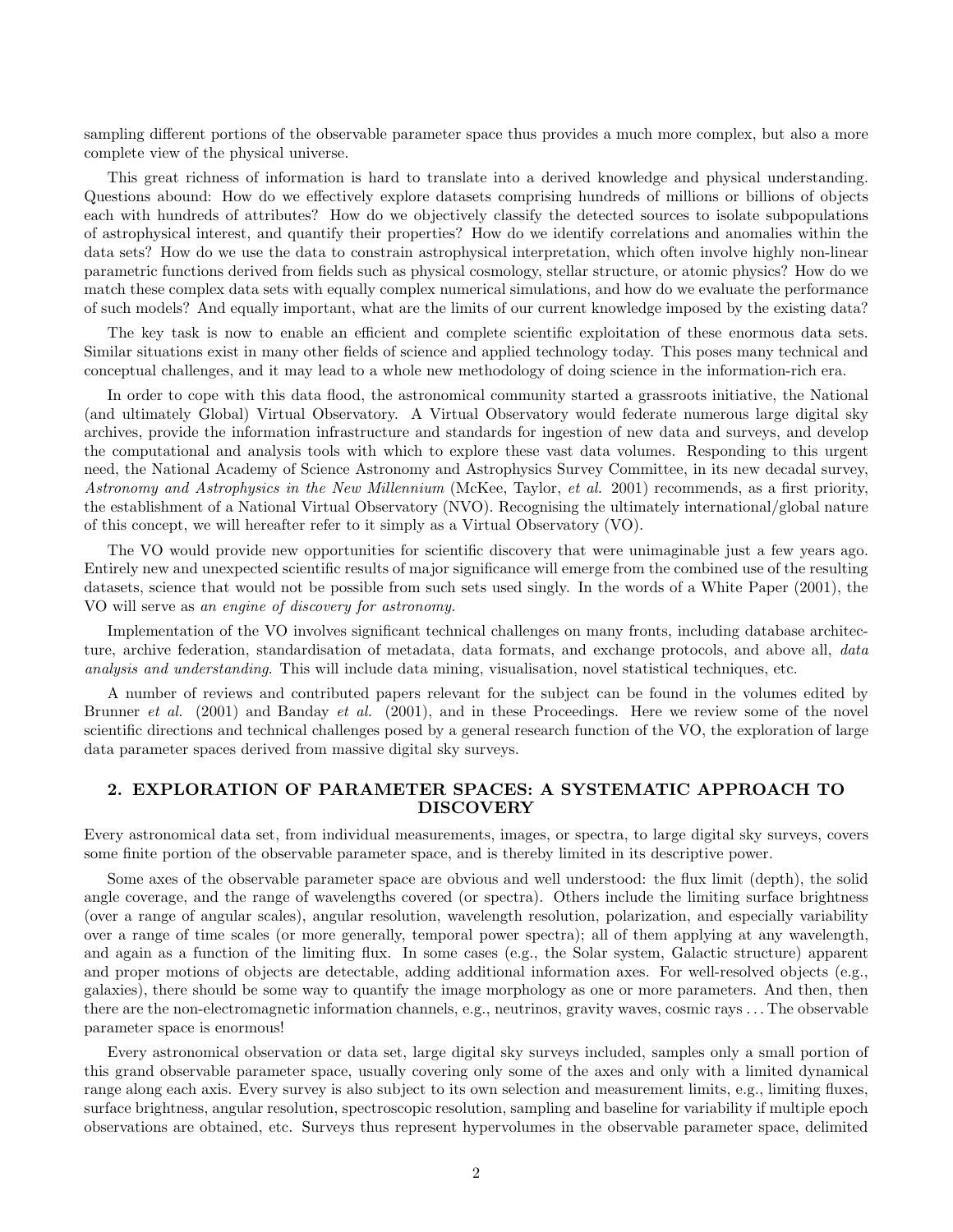sampling different portions of the observable parameter space thus provides a much more complex, but also a more complete view of the physical universe.

This great richness of information is hard to translate into a derived knowledge and physical understanding. Questions abound: How do we effectively explore datasets comprising hundreds of millions or billions of objects each with hundreds of attributes? How do we objectively classify the detected sources to isolate subpopulations of astrophysical interest, and quantify their properties? How do we identify correlations and anomalies within the data sets? How do we use the data to constrain astrophysical interpretation, which often involve highly non-linear parametric functions derived from fields such as physical cosmology, stellar structure, or atomic physics? How do we match these complex data sets with equally complex numerical simulations, and how do we evaluate the performance of such models? And equally important, what are the limits of our current knowledge imposed by the existing data?

The key task is now to enable an efficient and complete scientific exploitation of these enormous data sets. Similar situations exist in many other fields of science and applied technology today. This poses many technical and conceptual challenges, and it may lead to a whole new methodology of doing science in the information-rich era.

In order to cope with this data flood, the astronomical community started a grassroots initiative, the National (and ultimately Global) Virtual Observatory. A Virtual Observatory would federate numerous large digital sky archives, provide the information infrastructure and standards for ingestion of new data and surveys, and develop the computational and analysis tools with which to explore these vast data volumes. Responding to this urgent need, the National Academy of Science Astronomy and Astrophysics Survey Committee, in its new decadal survey, *Astronomy and Astrophysics in the New Millennium* (McKee, Taylor, *et al.* 2001) recommends, as a first priority, the establishment of a National Virtual Observatory (NVO). Recognising the ultimately international/global nature of this concept, we will hereafter refer to it simply as a Virtual Observatory (VO).

The VO would provide new opportunities for scientific discovery that were unimaginable just a few years ago. Entirely new and unexpected scientific results of major significance will emerge from the combined use of the resulting datasets, science that would not be possible from such sets used singly. In the words of a White Paper (2001), the VO will serve as *an engine of discovery for astronomy.*

Implementation of the VO involves significant technical challenges on many fronts, including database architecture, archive federation, standardisation of metadata, data formats, and exchange protocols, and above all, *data analysis and understanding*. This will include data mining, visualisation, novel statistical techniques, etc.

A number of reviews and contributed papers relevant for the subject can be found in the volumes edited by Brunner *et al.* (2001) and Banday *et al.* (2001), and in these Proceedings. Here we review some of the novel scientific directions and technical challenges posed by a general research function of the VO, the exploration of large data parameter spaces derived from massive digital sky surveys.

## 2. EXPLORATION OF PARAMETER SPACES: A SYSTEMATIC APPROACH TO DISCOVERY

Every astronomical data set, from individual measurements, images, or spectra, to large digital sky surveys, covers some finite portion of the observable parameter space, and is thereby limited in its descriptive power.

Some axes of the observable parameter space are obvious and well understood: the flux limit (depth), the solid angle coverage, and the range of wavelengths covered (or spectra). Others include the limiting surface brightness (over a range of angular scales), angular resolution, wavelength resolution, polarization, and especially variability over a range of time scales (or more generally, temporal power spectra); all of them applying at any wavelength, and again as a function of the limiting flux. In some cases (e.g., the Solar system, Galactic structure) apparent and proper motions of objects are detectable, adding additional information axes. For well-resolved objects (e.g., galaxies), there should be some way to quantify the image morphology as one or more parameters. And then, then there are the non-electromagnetic information channels, e.g., neutrinos, gravity waves, cosmic rays . . . The observable parameter space is enormous!

Every astronomical observation or data set, large digital sky surveys included, samples only a small portion of this grand observable parameter space, usually covering only some of the axes and only with a limited dynamical range along each axis. Every survey is also subject to its own selection and measurement limits, e.g., limiting fluxes, surface brightness, angular resolution, spectroscopic resolution, sampling and baseline for variability if multiple epoch observations are obtained, etc. Surveys thus represent hypervolumes in the observable parameter space, delimited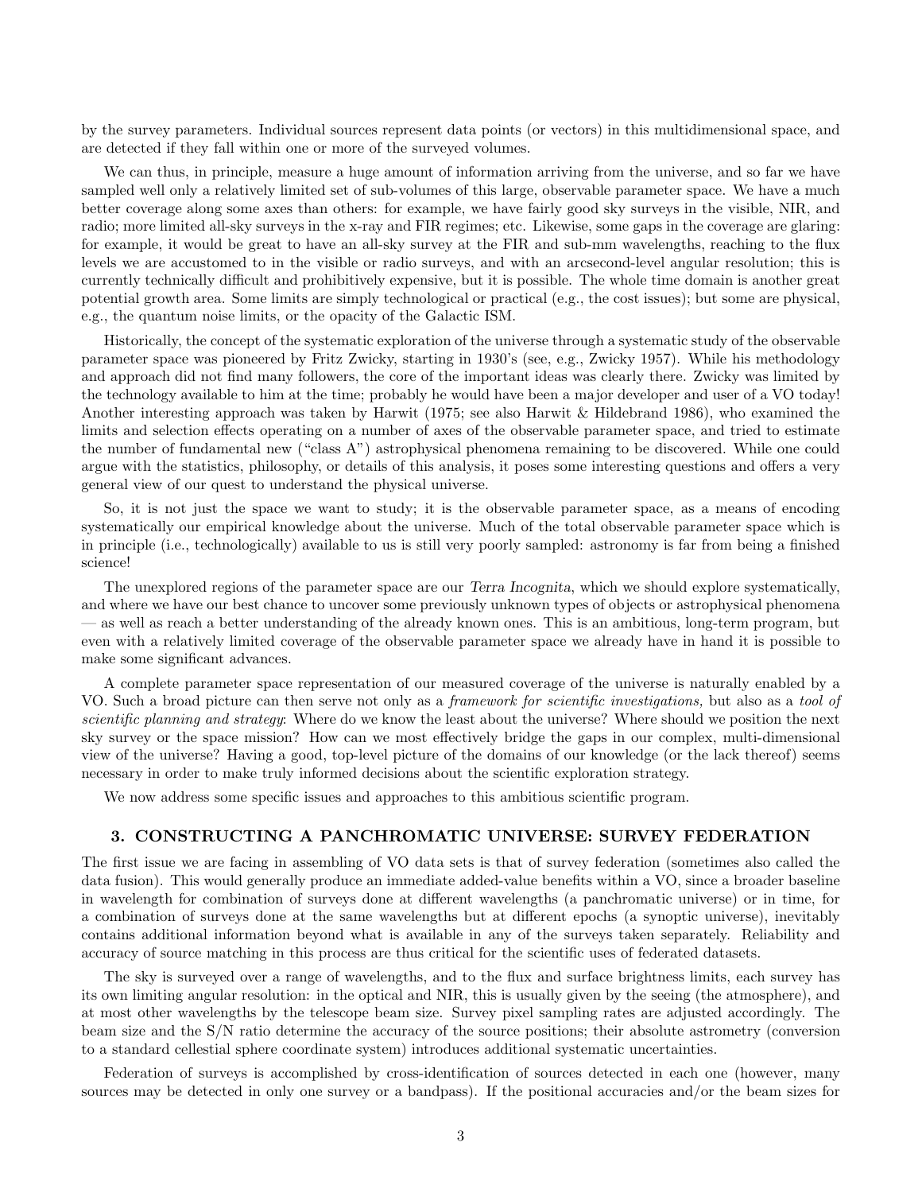by the survey parameters. Individual sources represent data points (or vectors) in this multidimensional space, and are detected if they fall within one or more of the surveyed volumes.

We can thus, in principle, measure a huge amount of information arriving from the universe, and so far we have sampled well only a relatively limited set of sub-volumes of this large, observable parameter space. We have a much better coverage along some axes than others: for example, we have fairly good sky surveys in the visible, NIR, and radio; more limited all-sky surveys in the x-ray and FIR regimes; etc. Likewise, some gaps in the coverage are glaring: for example, it would be great to have an all-sky survey at the FIR and sub-mm wavelengths, reaching to the flux levels we are accustomed to in the visible or radio surveys, and with an arcsecond-level angular resolution; this is currently technically difficult and prohibitively expensive, but it is possible. The whole time domain is another great potential growth area. Some limits are simply technological or practical (e.g., the cost issues); but some are physical, e.g., the quantum noise limits, or the opacity of the Galactic ISM.

Historically, the concept of the systematic exploration of the universe through a systematic study of the observable parameter space was pioneered by Fritz Zwicky, starting in 1930's (see, e.g., Zwicky 1957). While his methodology and approach did not find many followers, the core of the important ideas was clearly there. Zwicky was limited by the technology available to him at the time; probably he would have been a major developer and user of a VO today! Another interesting approach was taken by Harwit (1975; see also Harwit & Hildebrand 1986), who examined the limits and selection effects operating on a number of axes of the observable parameter space, and tried to estimate the number of fundamental new ("class A") astrophysical phenomena remaining to be discovered. While one could argue with the statistics, philosophy, or details of this analysis, it poses some interesting questions and offers a very general view of our quest to understand the physical universe.

So, it is not just the space we want to study; it is the observable parameter space, as a means of encoding systematically our empirical knowledge about the universe. Much of the total observable parameter space which is in principle (i.e., technologically) available to us is still very poorly sampled: astronomy is far from being a finished science!

The unexplored regions of the parameter space are our *Terra Incognita*, which we should explore systematically, and where we have our best chance to uncover some previously unknown types of objects or astrophysical phenomena — as well as reach a better understanding of the already known ones. This is an ambitious, long-term program, but even with a relatively limited coverage of the observable parameter space we already have in hand it is possible to make some significant advances.

A complete parameter space representation of our measured coverage of the universe is naturally enabled by a VO. Such a broad picture can then serve not only as a *framework for scientific investigations,* but also as a *tool of scientific planning and strategy*: Where do we know the least about the universe? Where should we position the next sky survey or the space mission? How can we most effectively bridge the gaps in our complex, multi-dimensional view of the universe? Having a good, top-level picture of the domains of our knowledge (or the lack thereof) seems necessary in order to make truly informed decisions about the scientific exploration strategy.

We now address some specific issues and approaches to this ambitious scientific program.

## 3. CONSTRUCTING A PANCHROMATIC UNIVERSE: SURVEY FEDERATION

The first issue we are facing in assembling of VO data sets is that of survey federation (sometimes also called the data fusion). This would generally produce an immediate added-value benefits within a VO, since a broader baseline in wavelength for combination of surveys done at different wavelengths (a panchromatic universe) or in time, for a combination of surveys done at the same wavelengths but at different epochs (a synoptic universe), inevitably contains additional information beyond what is available in any of the surveys taken separately. Reliability and accuracy of source matching in this process are thus critical for the scientific uses of federated datasets.

The sky is surveyed over a range of wavelengths, and to the flux and surface brightness limits, each survey has its own limiting angular resolution: in the optical and NIR, this is usually given by the seeing (the atmosphere), and at most other wavelengths by the telescope beam size. Survey pixel sampling rates are adjusted accordingly. The beam size and the S/N ratio determine the accuracy of the source positions; their absolute astrometry (conversion to a standard cellestial sphere coordinate system) introduces additional systematic uncertainties.

Federation of surveys is accomplished by cross-identification of sources detected in each one (however, many sources may be detected in only one survey or a bandpass). If the positional accuracies and/or the beam sizes for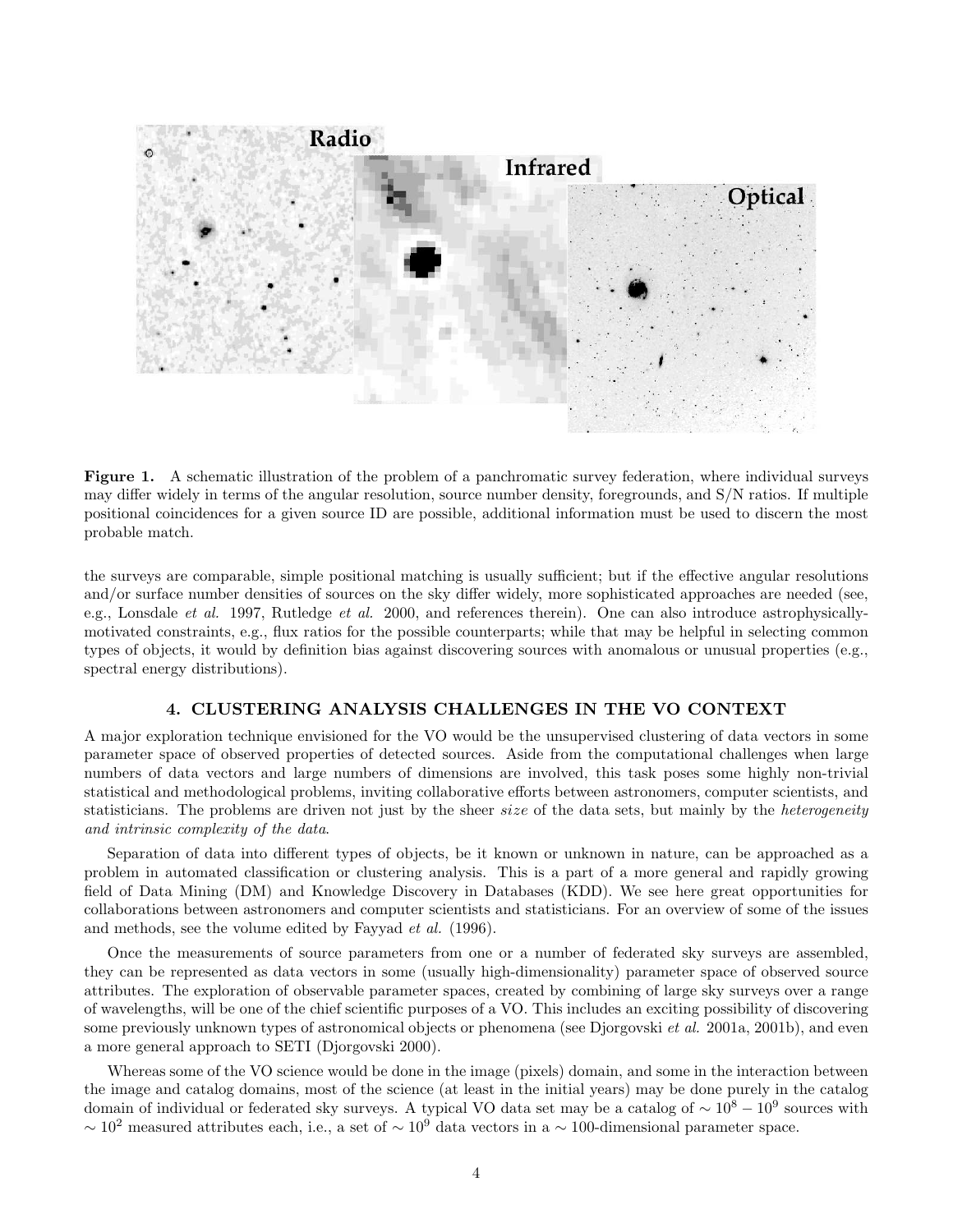Radio

Infrared

Optical

**Figure 1.** A schematic illustration of the problem of a panchromatic survey federation, where individual surveys may differ widely in terms of the angular resolution, source number density, foregrounds, and S/N ratios. If multiple positional coincidences for a given source ID are possible, additional information must be used to discern the most probable match.

the surveys are comparable, simple positional matching is usually sufficient; but if the effective angular resolutions and/or surface number densities of sources on the sky differ widely, more sophisticated approaches are needed (see, e.g., Lonsdale *et al.* 1997, Rutledge *et al.* 2000, and references therein). One can also introduce astrophysically-motivated constraints, e.g., flux ratios for the possible counterparts; while that may be helpful in selecting common types of objects, it would by definition bias against discovering sources with anomalous or unusual properties (e.g., spectral energy distributions).

## 4. CLUSTERING ANALYSIS CHALLENGES IN THE VO CONTEXT

A major exploration technique envisioned for the VO would be the unsupervised clustering of data vectors in some parameter space of observed properties of detected sources. Aside from the computational challenges when large numbers of data vectors and large numbers of dimensions are involved, this task poses some highly non-trivial statistical and methodological problems, inviting collaborative efforts between astronomers, computer scientists, and statisticians. The problems are driven not just by the sheer *size* of the data sets, but mainly by the *heterogeneity and intrinsic complexity of the data*.

Separation of data into different types of objects, be it known or unknown in nature, can be approached as a problem in automated classification or clustering analysis. This is a part of a more general and rapidly growing field of Data Mining (DM) and Knowledge Discovery in Databases (KDD). We see here great opportunities for collaborations between astronomers and computer scientists and statisticians. For an overview of some of the issues and methods, see the volume edited by Fayyad *et al.* (1996).

Once the measurements of source parameters from one or a number of federated sky surveys are assembled, they can be represented as data vectors in some (usually high-dimensionality) parameter space of observed source attributes. The exploration of observable parameter spaces, created by combining of large sky surveys over a range of wavelengths, will be one of the chief scientific purposes of a VO. This includes an exciting possibility of discovering some previously unknown types of astronomical objects or phenomena (see Djorgovski *et al.* 2001a, 2001b), and even a more general approach to SETI (Djorgovski 2000).

Whereas some of the VO science would be done in the image (pixels) domain, and some in the interaction between the image and catalog domains, most of the science (at least in the initial years) may be done purely in the catalog domain of individual or federated sky surveys. A typical VO data set may be a catalog of $\sim 10^8 - 10^9$ sources with $\sim 10^2$ measured attributes each, i.e., a set of $\sim 10^9$ data vectors in a $\sim 100$-dimensional parameter space.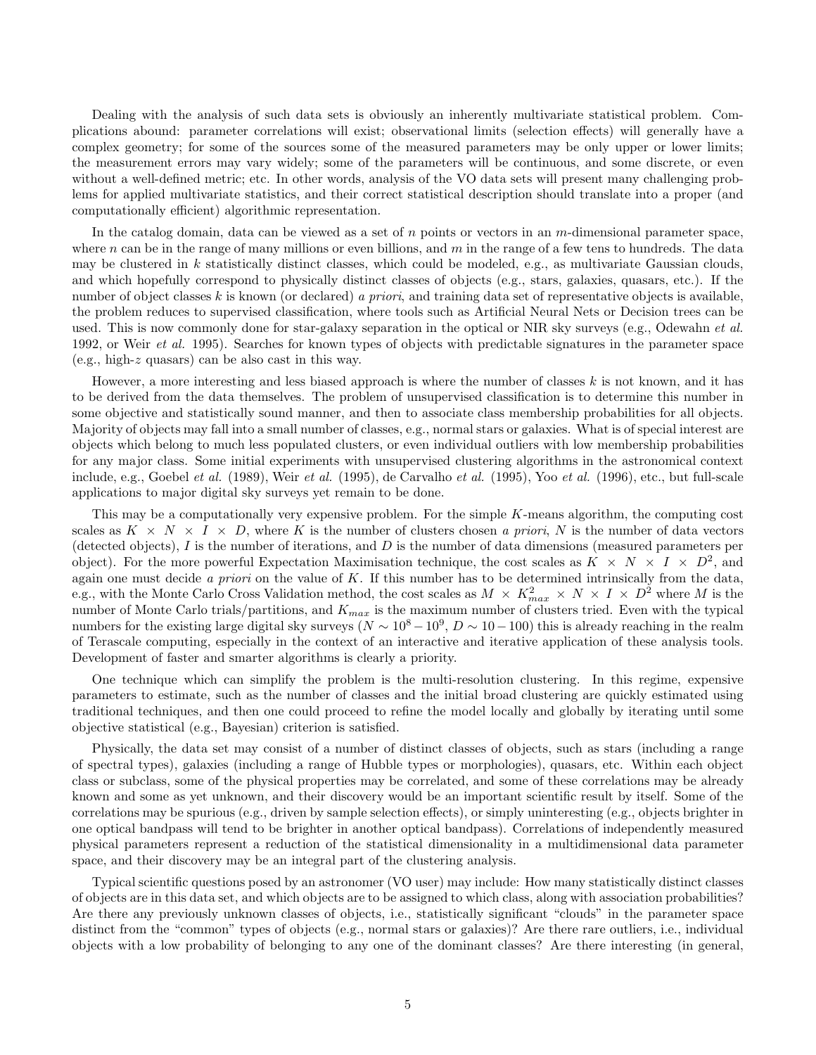Dealing with the analysis of such data sets is obviously an inherently multivariate statistical problem. Complications abound: parameter correlations will exist; observational limits (selection effects) will generally have a complex geometry; for some of the sources some of the measured parameters may be only upper or lower limits; the measurement errors may vary widely; some of the parameters will be continuous, and some discrete, or even without a well-defined metric; etc. In other words, analysis of the VO data sets will present many challenging problems for applied multivariate statistics, and their correct statistical description should translate into a proper (and computationally efficient) algorithmic representation.

In the catalog domain, data can be viewed as a set of $n$ points or vectors in an $m$-dimensional parameter space, where $n$ can be in the range of many millions or even billions, and $m$ in the range of a few tens to hundreds. The data may be clustered in $k$ statistically distinct classes, which could be modeled, e.g., as multivariate Gaussian clouds, and which hopefully correspond to physically distinct classes of objects (e.g., stars, galaxies, quasars, etc.). If the number of object classes $k$ is known (or declared) *a priori*, and training data set of representative objects is available, the problem reduces to supervised classification, where tools such as Artificial Neural Nets or Decision trees can be used. This is now commonly done for star-galaxy separation in the optical or NIR sky surveys (e.g., Odewahn *et al.* 1992, or Weir *et al.* 1995). Searches for known types of objects with predictable signatures in the parameter space (e.g., high-$z$ quasars) can be also cast in this way.

However, a more interesting and less biased approach is where the number of classes $k$ is not known, and it has to be derived from the data themselves. The problem of unsupervised classification is to determine this number in some objective and statistically sound manner, and then to associate class membership probabilities for all objects. Majority of objects may fall into a small number of classes, e.g., normal stars or galaxies. What is of special interest are objects which belong to much less populated clusters, or even individual outliers with low membership probabilities for any major class. Some initial experiments with unsupervised clustering algorithms in the astronomical context include, e.g., Goebel *et al.* (1989), Weir *et al.* (1995), de Carvalho *et al.* (1995), Yoo *et al.* (1996), etc., but full-scale applications to major digital sky surveys yet remain to be done.

This may be a computationally very expensive problem. For the simple $K$-means algorithm, the computing cost scales as $K \times N \times I \times D$, where $K$ is the number of clusters chosen *a priori*, $N$ is the number of data vectors (detected objects), $I$ is the number of iterations, and $D$ is the number of data dimensions (measured parameters per object). For the more powerful Expectation Maximisation technique, the cost scales as $K \times N \times I \times D^2$, and again one must decide *a priori* on the value of $K$. If this number has to be determined intrinsically from the data, e.g., with the Monte Carlo Cross Validation method, the cost scales as $M \times K_{max}^2 \times N \times I \times D^2$ where $M$ is the number of Monte Carlo trials/partitions, and $K_{max}$ is the maximum number of clusters tried. Even with the typical numbers for the existing large digital sky surveys ($N \sim 10^8 - 10^9$, $D \sim 10 - 100$) this is already reaching in the realm of Terascale computing, especially in the context of an interactive and iterative application of these analysis tools. Development of faster and smarter algorithms is clearly a priority.

One technique which can simplify the problem is the multi-resolution clustering. In this regime, expensive parameters to estimate, such as the number of classes and the initial broad clustering are quickly estimated using traditional techniques, and then one could proceed to refine the model locally and globally by iterating until some objective statistical (e.g., Bayesian) criterion is satisfied.

Physically, the data set may consist of a number of distinct classes of objects, such as stars (including a range of spectral types), galaxies (including a range of Hubble types or morphologies), quasars, etc. Within each object class or subclass, some of the physical properties may be correlated, and some of these correlations may be already known and some as yet unknown, and their discovery would be an important scientific result by itself. Some of the correlations may be spurious (e.g., driven by sample selection effects), or simply uninteresting (e.g., objects brighter in one optical bandpass will tend to be brighter in another optical bandpass). Correlations of independently measured physical parameters represent a reduction of the statistical dimensionality in a multidimensional data parameter space, and their discovery may be an integral part of the clustering analysis.

Typical scientific questions posed by an astronomer (VO user) may include: How many statistically distinct classes of objects are in this data set, and which objects are to be assigned to which class, along with association probabilities? Are there any previously unknown classes of objects, i.e., statistically significant "clouds" in the parameter space distinct from the "common" types of objects (e.g., normal stars or galaxies)? Are there rare outliers, i.e., individual objects with a low probability of belonging to any one of the dominant classes? Are there interesting (in general,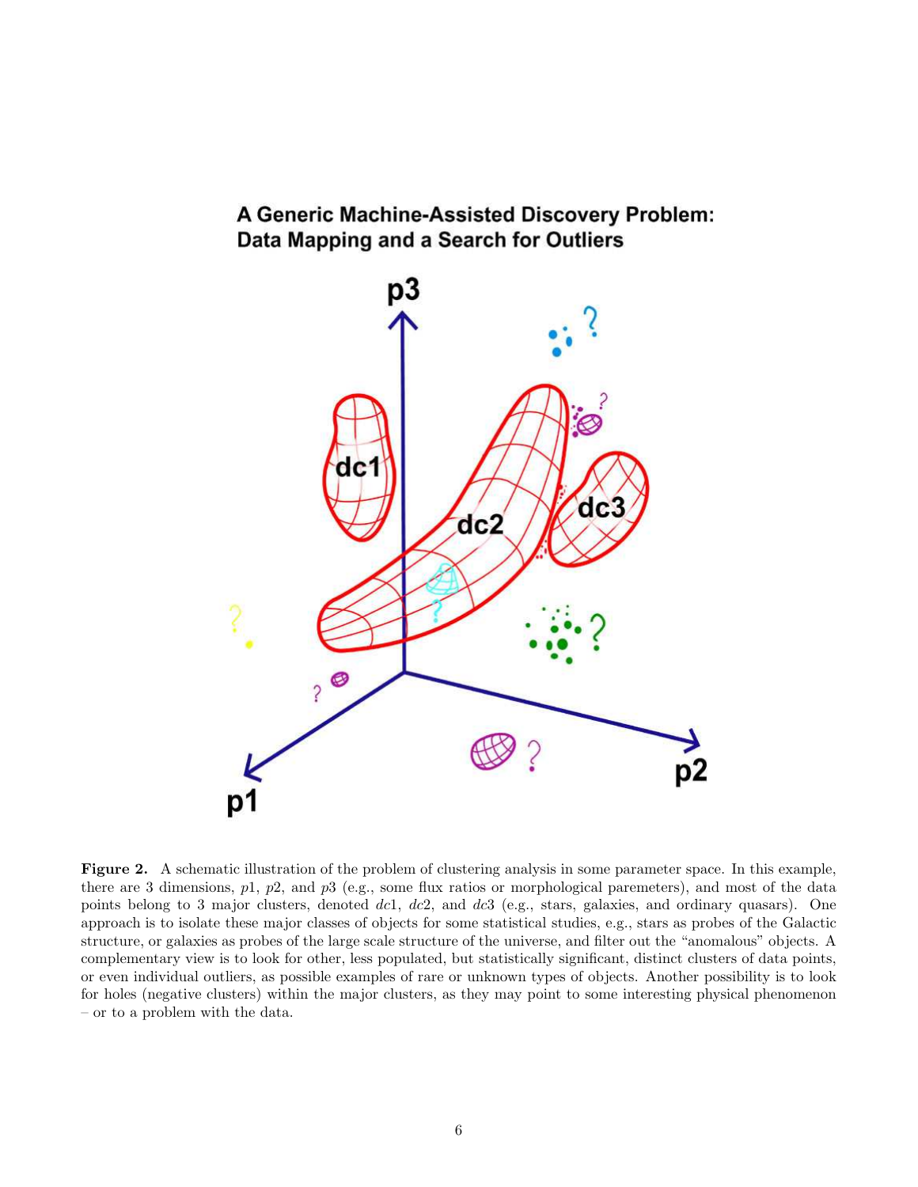**Figure 2.** A schematic illustration of the problem of clustering analysis in some parameter space. In this example, there are 3 dimensions, $p1$, $p2$, and $p3$ (e.g., some flux ratios or morphological paremeters), and most of the data points belong to 3 major clusters, denoted $dc1$, $dc2$, and $dc3$ (e.g., stars, galaxies, and ordinary quasars). One approach is to isolate these major classes of objects for some statistical studies, e.g., stars as probes of the Galactic structure, or galaxies as probes of the large scale structure of the universe, and filter out the "anomalous" objects. A complementary view is to look for other, less populated, but statistically significant, distinct clusters of data points, or even individual outliers, as possible examples of rare or unknown types of objects. Another possibility is to look for holes (negative clusters) within the major clusters, as they may point to some interesting physical phenomenon – or to a problem with the data.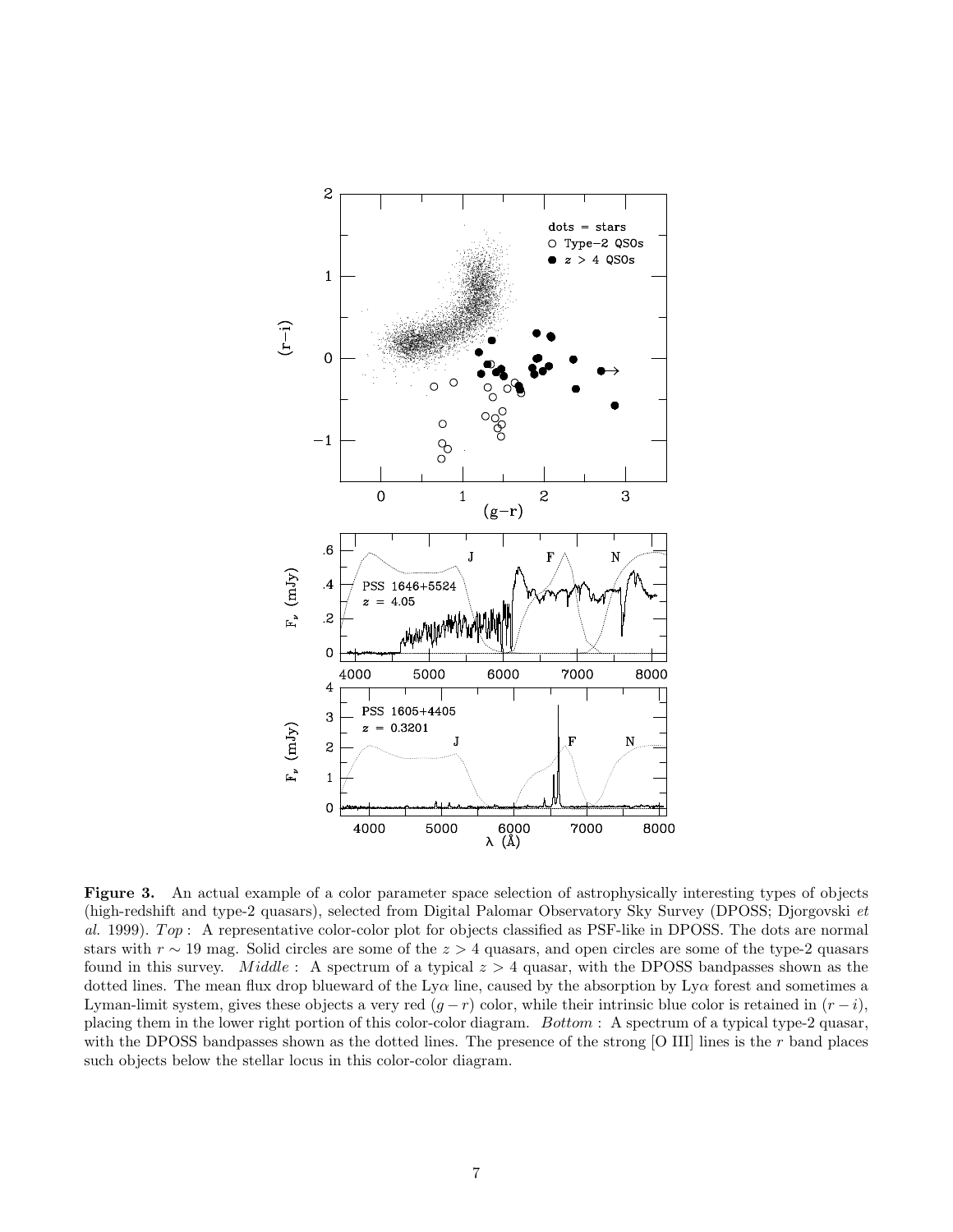**Figure 3.** An actual example of a color parameter space selection of astrophysically interesting types of objects (high-redshift and type-2 quasars), selected from Digital Palomar Observatory Sky Survey (DPOSS; Djorgovski *et al.* 1999). *Top* : A representative color-color plot for objects classified as PSF-like in DPOSS. The dots are normal stars with $r \sim 19$ mag. Solid circles are some of the $z > 4$ quasars, and open circles are some of the type-2 quasars found in this survey. *Middle* : A spectrum of a typical $z > 4$ quasar, with the DPOSS bandpasses shown as the dotted lines. The mean flux drop blueward of the Ly$\alpha$ line, caused by the absorption by Ly$\alpha$ forest and sometimes a Lyman-limit system, gives these objects a very red $(g - r)$ color, while their intrinsic blue color is retained in $(r - i)$, placing them in the lower right portion of this color-color diagram. *Bottom* : A spectrum of a typical type-2 quasar, with the DPOSS bandpasses shown as the dotted lines. The presence of the strong [O III] lines is the $r$ band places such objects below the stellar locus in this color-color diagram.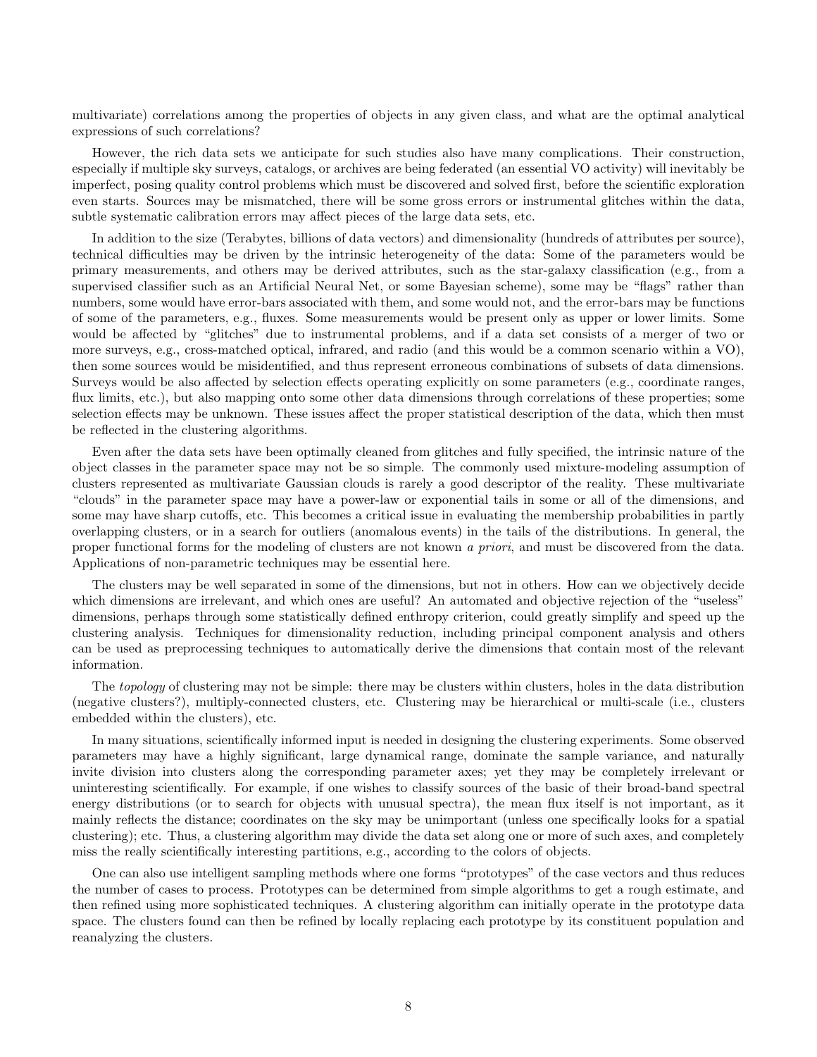multivariate) correlations among the properties of objects in any given class, and what are the optimal analytical expressions of such correlations?

However, the rich data sets we anticipate for such studies also have many complications. Their construction, especially if multiple sky surveys, catalogs, or archives are being federated (an essential VO activity) will inevitably be imperfect, posing quality control problems which must be discovered and solved first, before the scientific exploration even starts. Sources may be mismatched, there will be some gross errors or instrumental glitches within the data, subtle systematic calibration errors may affect pieces of the large data sets, etc.

In addition to the size (Terabytes, billions of data vectors) and dimensionality (hundreds of attributes per source), technical difficulties may be driven by the intrinsic heterogeneity of the data: Some of the parameters would be primary measurements, and others may be derived attributes, such as the star-galaxy classification (e.g., from a supervised classifier such as an Artificial Neural Net, or some Bayesian scheme), some may be "flags" rather than numbers, some would have error-bars associated with them, and some would not, and the error-bars may be functions of some of the parameters, e.g., fluxes. Some measurements would be present only as upper or lower limits. Some would be affected by "glitches" due to instrumental problems, and if a data set consists of a merger of two or more surveys, e.g., cross-matched optical, infrared, and radio (and this would be a common scenario within a VO), then some sources would be misidentified, and thus represent erroneous combinations of subsets of data dimensions. Surveys would be also affected by selection effects operating explicitly on some parameters (e.g., coordinate ranges, flux limits, etc.), but also mapping onto some other data dimensions through correlations of these properties; some selection effects may be unknown. These issues affect the proper statistical description of the data, which then must be reflected in the clustering algorithms.

Even after the data sets have been optimally cleaned from glitches and fully specified, the intrinsic nature of the object classes in the parameter space may not be so simple. The commonly used mixture-modeling assumption of clusters represented as multivariate Gaussian clouds is rarely a good descriptor of the reality. These multivariate "clouds" in the parameter space may have a power-law or exponential tails in some or all of the dimensions, and some may have sharp cutoffs, etc. This becomes a critical issue in evaluating the membership probabilities in partly overlapping clusters, or in a search for outliers (anomalous events) in the tails of the distributions. In general, the proper functional forms for the modeling of clusters are not known *a priori*, and must be discovered from the data. Applications of non-parametric techniques may be essential here.

The clusters may be well separated in some of the dimensions, but not in others. How can we objectively decide which dimensions are irrelevant, and which ones are useful? An automated and objective rejection of the "useless" dimensions, perhaps through some statistically defined enthropy criterion, could greatly simplify and speed up the clustering analysis. Techniques for dimensionality reduction, including principal component analysis and others can be used as preprocessing techniques to automatically derive the dimensions that contain most of the relevant information.

The *topology* of clustering may not be simple: there may be clusters within clusters, holes in the data distribution (negative clusters?), multiply-connected clusters, etc. Clustering may be hierarchical or multi-scale (i.e., clusters embedded within the clusters), etc.

In many situations, scientifically informed input is needed in designing the clustering experiments. Some observed parameters may have a highly significant, large dynamical range, dominate the sample variance, and naturally invite division into clusters along the corresponding parameter axes; yet they may be completely irrelevant or uninteresting scientifically. For example, if one wishes to classify sources of the basic of their broad-band spectral energy distributions (or to search for objects with unusual spectra), the mean flux itself is not important, as it mainly reflects the distance; coordinates on the sky may be unimportant (unless one specifically looks for a spatial clustering); etc. Thus, a clustering algorithm may divide the data set along one or more of such axes, and completely miss the really scientifically interesting partitions, e.g., according to the colors of objects.

One can also use intelligent sampling methods where one forms "prototypes" of the case vectors and thus reduces the number of cases to process. Prototypes can be determined from simple algorithms to get a rough estimate, and then refined using more sophisticated techniques. A clustering algorithm can initially operate in the prototype data space. The clusters found can then be refined by locally replacing each prototype by its constituent population and reanalyzing the clusters.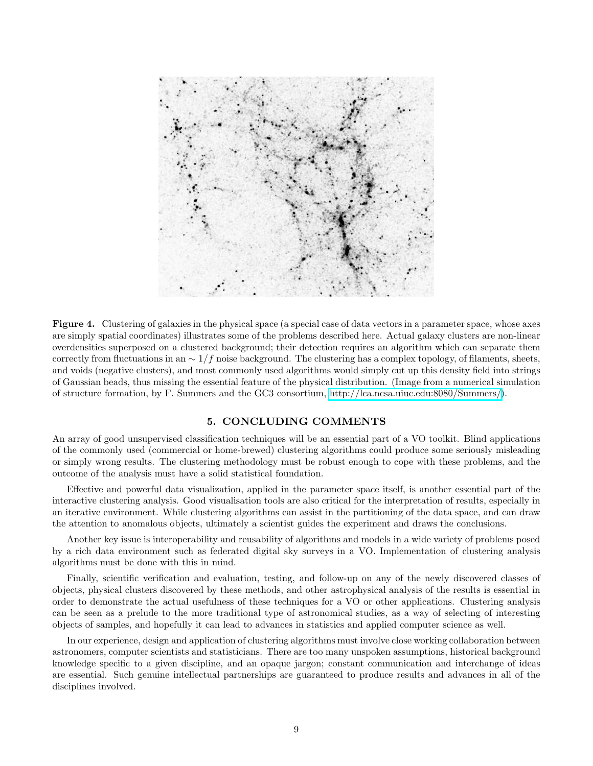**Figure 4.** Clustering of galaxies in the physical space (a special case of data vectors in a parameter space, whose axes are simply spatial coordinates) illustrates some of the problems described here. Actual galaxy clusters are non-linear overdensities superposed on a clustered background; their detection requires an algorithm which can separate them correctly from fluctuations in an $\sim 1/f$ noise background. The clustering has a complex topology, of filaments, sheets, and voids (negative clusters), and most commonly used algorithms would simply cut up this density field into strings of Gaussian beads, thus missing the essential feature of the physical distribution. (Image from a numerical simulation of structure formation, by F. Summers and the GC3 consortium, http://lca.ncsa.uiuc.edu:8080/Summers/).

## 5. CONCLUDING COMMENTS

An array of good unsupervised classification techniques will be an essential part of a VO toolkit. Blind applications of the commonly used (commercial or home-brewed) clustering algorithms could produce some seriously misleading or simply wrong results. The clustering methodology must be robust enough to cope with these problems, and the outcome of the analysis must have a solid statistical foundation.

Effective and powerful data visualization, applied in the parameter space itself, is another essential part of the interactive clustering analysis. Good visualisation tools are also critical for the interpretation of results, especially in an iterative environment. While clustering algorithms can assist in the partitioning of the data space, and can draw the attention to anomalous objects, ultimately a scientist guides the experiment and draws the conclusions.

Another key issue is interoperability and reusability of algorithms and models in a wide variety of problems posed by a rich data environment such as federated digital sky surveys in a VO. Implementation of clustering analysis algorithms must be done with this in mind.

Finally, scientific verification and evaluation, testing, and follow-up on any of the newly discovered classes of objects, physical clusters discovered by these methods, and other astrophysical analysis of the results is essential in order to demonstrate the actual usefulness of these techniques for a VO or other applications. Clustering analysis can be seen as a prelude to the more traditional type of astronomical studies, as a way of selecting of interesting objects of samples, and hopefully it can lead to advances in statistics and applied computer science as well.

In our experience, design and application of clustering algorithms must involve close working collaboration between astronomers, computer scientists and statisticians. There are too many unspoken assumptions, historical background knowledge specific to a given discipline, and an opaque jargon; constant communication and interchange of ideas are essential. Such genuine intellectual partnerships are guaranteed to produce results and advances in all of the disciplines involved.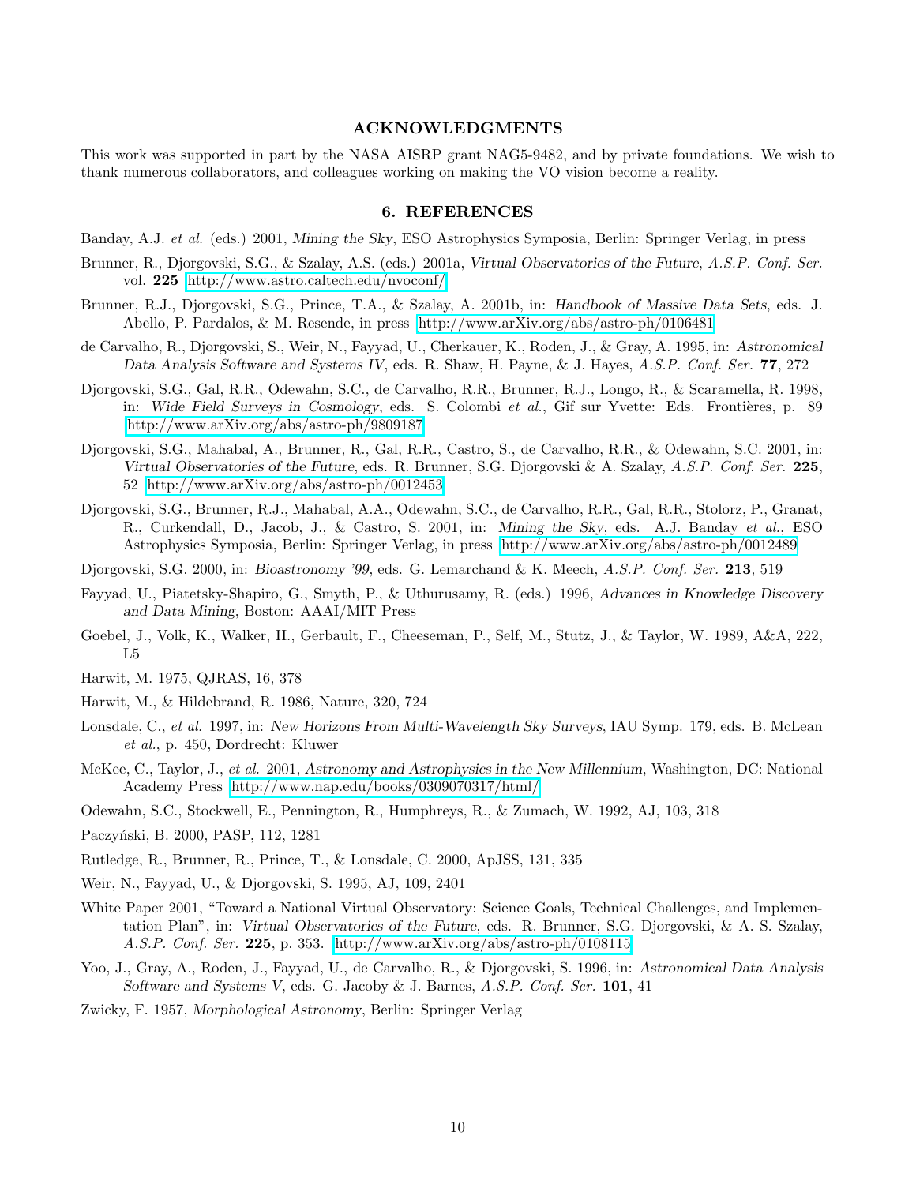## ACKNOWLEDGMENTS

This work was supported in part by the NASA AISRP grant NAG5-9482, and by private foundations. We wish to thank numerous collaborators, and colleagues working on making the VO vision become a reality.

## 6. REFERENCES

Banday, A.J. *et al.* (eds.) 2001, *Mining the Sky*, ESO Astrophysics Symposia, Berlin: Springer Verlag, in press

Brunner, R., Djorgovski, S.G., & Szalay, A.S. (eds.) 2001a, *Virtual Observatories of the Future*, *A.S.P. Conf. Ser.* vol. **225** http://www.astro.caltech.edu/nvoconf/

Brunner, R.J., Djorgovski, S.G., Prince, T.A., & Szalay, A. 2001b, in: *Handbook of Massive Data Sets*, eds. J. Abello, P. Pardalos, & M. Resende, in press http://www.arXiv.org/abs/astro-ph/0106481

de Carvalho, R., Djorgovski, S., Weir, N., Fayyad, U., Cherkauer, K., Roden, J., & Gray, A. 1995, in: *Astronomical Data Analysis Software and Systems IV*, eds. R. Shaw, H. Payne, & J. Hayes, *A.S.P. Conf. Ser.* **77**, 272

Djorgovski, S.G., Gal, R.R., Odewahn, S.C., de Carvalho, R.R., Brunner, R.J., Longo, R., & Scaramella, R. 1998, in: *Wide Field Surveys in Cosmology*, eds. S. Colombi *et al.*, Gif sur Yvette: Eds. Frontières, p. 89 http://www.arXiv.org/abs/astro-ph/9809187

Djorgovski, S.G., Mahabal, A., Brunner, R., Gal, R.R., Castro, S., de Carvalho, R.R., & Odewahn, S.C. 2001, in: *Virtual Observatories of the Future*, eds. R. Brunner, S.G. Djorgovski & A. Szalay, *A.S.P. Conf. Ser.* **225**, 52 http://www.arXiv.org/abs/astro-ph/0012453

Djorgovski, S.G., Brunner, R.J., Mahabal, A.A., Odewahn, S.C., de Carvalho, R.R., Gal, R.R., Stolorz, P., Granat, R., Curkendall, D., Jacob, J., & Castro, S. 2001, in: *Mining the Sky*, eds. A.J. Banday *et al.*, ESO Astrophysics Symposia, Berlin: Springer Verlag, in press http://www.arXiv.org/abs/astro-ph/0012489

Djorgovski, S.G. 2000, in: *Bioastronomy '99*, eds. G. Lemarchand & K. Meech, *A.S.P. Conf. Ser.* **213**, 519

Fayyad, U., Piatetsky-Shapiro, G., Smyth, P., & Uthurusamy, R. (eds.) 1996, *Advances in Knowledge Discovery and Data Mining*, Boston: AAAI/MIT Press

Goebel, J., Volk, K., Walker, H., Gerbault, F., Cheeseman, P., Self, M., Stutz, J., & Taylor, W. 1989, A&A, 222, L5

Harwit, M. 1975, QJRAS, 16, 378

Harwit, M., & Hildebrand, R. 1986, Nature, 320, 724

Lonsdale, C., *et al.* 1997, in: *New Horizons From Multi-Wavelength Sky Surveys*, IAU Symp. 179, eds. B. McLean *et al.*, p. 450, Dordrecht: Kluwer

McKee, C., Taylor, J., *et al.* 2001, *Astronomy and Astrophysics in the New Millennium*, Washington, DC: National Academy Press http://www.nap.edu/books/0309070317/html/

Odewahn, S.C., Stockwell, E., Pennington, R., Humphreys, R., & Zumach, W. 1992, AJ, 103, 318

Paczyński, B. 2000, PASP, 112, 1281

Rutledge, R., Brunner, R., Prince, T., & Lonsdale, C. 2000, ApJSS, 131, 335

Weir, N., Fayyad, U., & Djorgovski, S. 1995, AJ, 109, 2401

White Paper 2001, "Toward a National Virtual Observatory: Science Goals, Technical Challenges, and Implementation Plan", in: *Virtual Observatories of the Future*, eds. R. Brunner, S.G. Djorgovski, & A. S. Szalay, *A.S.P. Conf. Ser.* **225**, p. 353. http://www.arXiv.org/abs/astro-ph/0108115

Yoo, J., Gray, A., Roden, J., Fayyad, U., de Carvalho, R., & Djorgovski, S. 1996, in: *Astronomical Data Analysis Software and Systems V*, eds. G. Jacoby & J. Barnes, *A.S.P. Conf. Ser.* **101**, 41

Zwicky, F. 1957, *Morphological Astronomy*, Berlin: Springer Verlag